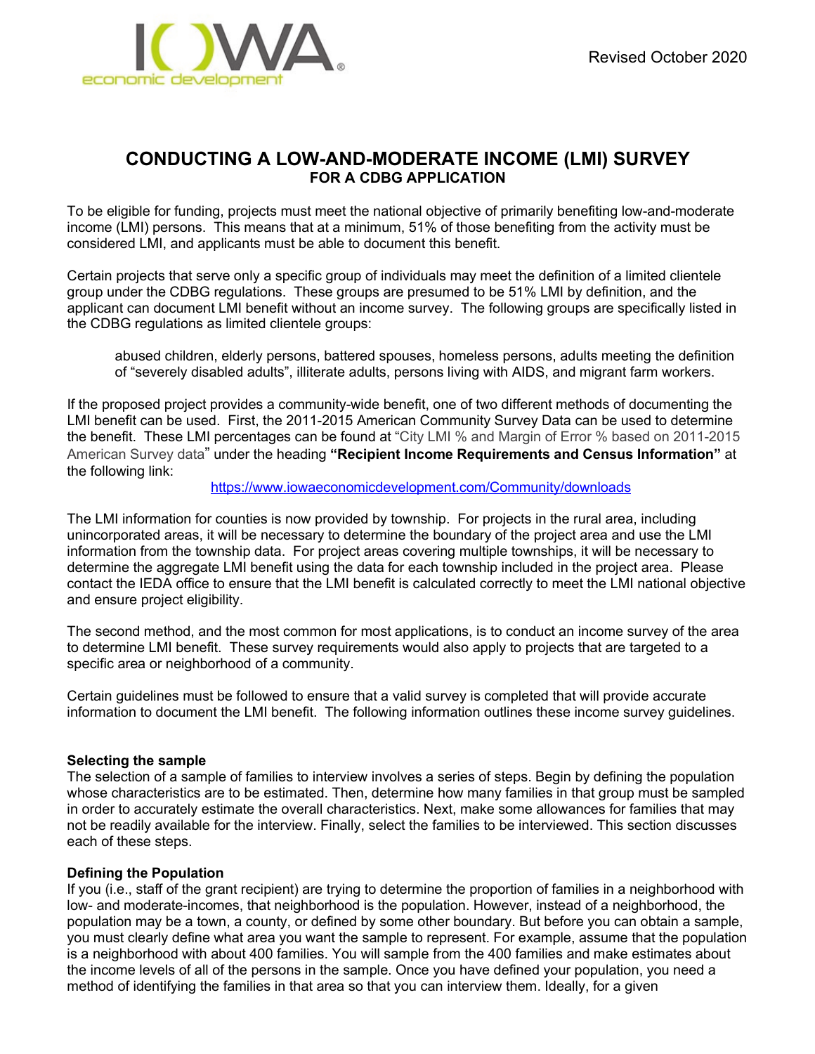Revised October 2020

# CONDUCTING A LOW-AND-MODERATE INCOME (LMI) SURVEY
## FOR A CDBG APPLICATION

To be eligible for funding, projects must meet the national objective of primarily benefiting low-and-moderate income (LMI) persons. This means that at a minimum, 51% of those benefiting from the activity must be considered LMI, and applicants must be able to document this benefit.

Certain projects that serve only a specific group of individuals may meet the definition of a limited clientele group under the CDBG regulations. These groups are presumed to be 51% LMI by definition, and the applicant can document LMI benefit without an income survey. The following groups are specifically listed in the CDBG regulations as limited clientele groups:

> abused children, elderly persons, battered spouses, homeless persons, adults meeting the definition of "severely disabled adults", illiterate adults, persons living with AIDS, and migrant farm workers.

If the proposed project provides a community-wide benefit, one of two different methods of documenting the LMI benefit can be used. First, the 2011-2015 American Community Survey Data can be used to determine the benefit. These LMI percentages can be found at "City LMI % and Margin of Error % based on 2011-2015 American Survey data" under the heading **"Recipient Income Requirements and Census Information"** at the following link:

https://www.iowaeconomicdevelopment.com/Community/downloads

The LMI information for counties is now provided by township. For projects in the rural area, including unincorporated areas, it will be necessary to determine the boundary of the project area and use the LMI information from the township data. For project areas covering multiple townships, it will be necessary to determine the aggregate LMI benefit using the data for each township included in the project area. Please contact the IEDA office to ensure that the LMI benefit is calculated correctly to meet the LMI national objective and ensure project eligibility.

The second method, and the most common for most applications, is to conduct an income survey of the area to determine LMI benefit. These survey requirements would also apply to projects that are targeted to a specific area or neighborhood of a community.

Certain guidelines must be followed to ensure that a valid survey is completed that will provide accurate information to document the LMI benefit. The following information outlines these income survey guidelines.

### Selecting the sample

The selection of a sample of families to interview involves a series of steps. Begin by defining the population whose characteristics are to be estimated. Then, determine how many families in that group must be sampled in order to accurately estimate the overall characteristics. Next, make some allowances for families that may not be readily available for the interview. Finally, select the families to be interviewed. This section discusses each of these steps.

### Defining the Population

If you (i.e., staff of the grant recipient) are trying to determine the proportion of families in a neighborhood with low- and moderate-incomes, that neighborhood is the population. However, instead of a neighborhood, the population may be a town, a county, or defined by some other boundary. But before you can obtain a sample, you must clearly define what area you want the sample to represent. For example, assume that the population is a neighborhood with about 400 families. You will sample from the 400 families and make estimates about the income levels of all of the persons in the sample. Once you have defined your population, you need a method of identifying the families in that area so that you can interview them. Ideally, for a given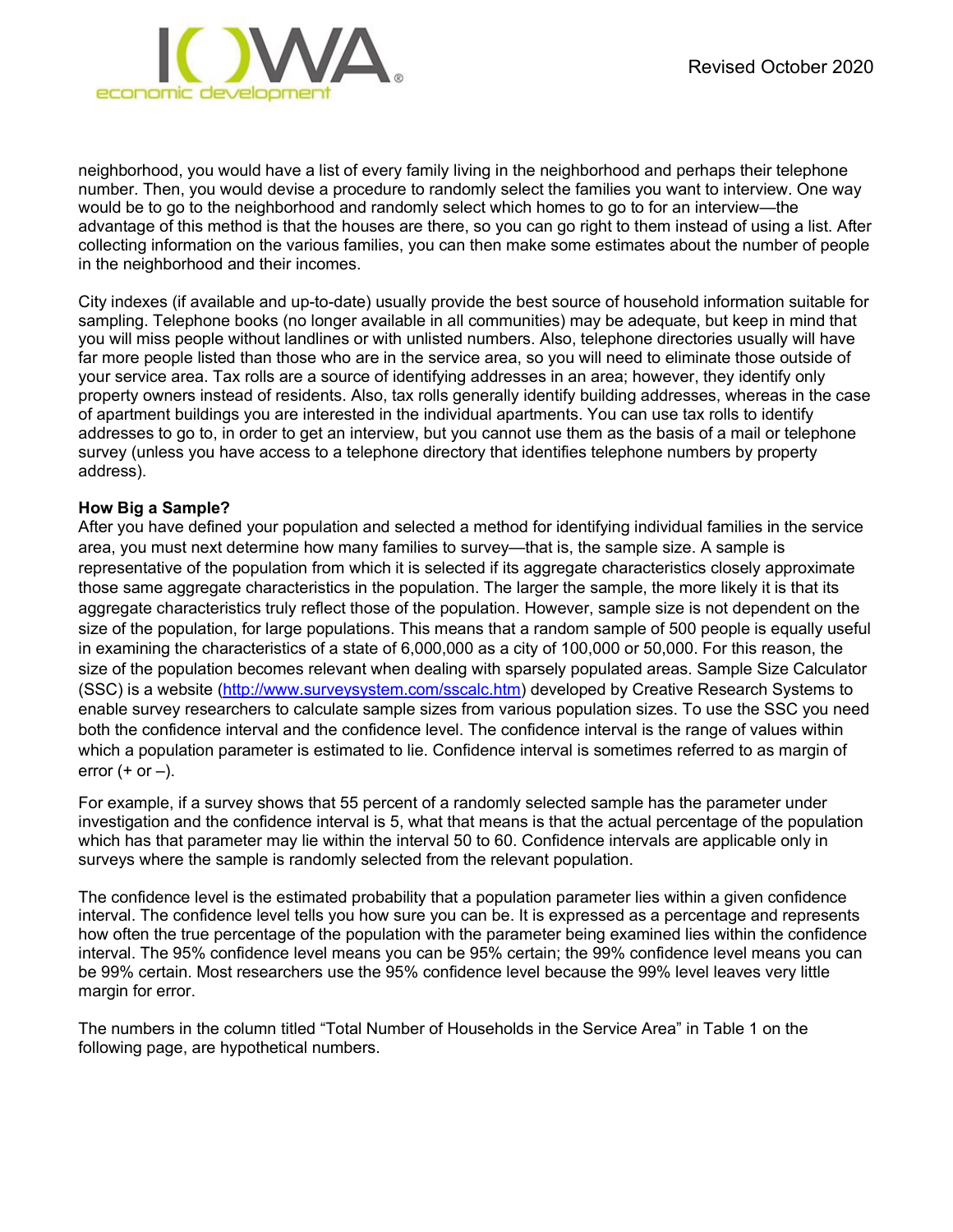neighborhood, you would have a list of every family living in the neighborhood and perhaps their telephone number. Then, you would devise a procedure to randomly select the families you want to interview. One way would be to go to the neighborhood and randomly select which homes to go to for an interview—the advantage of this method is that the houses are there, so you can go right to them instead of using a list. After collecting information on the various families, you can then make some estimates about the number of people in the neighborhood and their incomes.

City indexes (if available and up-to-date) usually provide the best source of household information suitable for sampling. Telephone books (no longer available in all communities) may be adequate, but keep in mind that you will miss people without landlines or with unlisted numbers. Also, telephone directories usually will have far more people listed than those who are in the service area, so you will need to eliminate those outside of your service area. Tax rolls are a source of identifying addresses in an area; however, they identify only property owners instead of residents. Also, tax rolls generally identify building addresses, whereas in the case of apartment buildings you are interested in the individual apartments. You can use tax rolls to identify addresses to go to, in order to get an interview, but you cannot use them as the basis of a mail or telephone survey (unless you have access to a telephone directory that identifies telephone numbers by property address).

**How Big a Sample?**

After you have defined your population and selected a method for identifying individual families in the service area, you must next determine how many families to survey—that is, the sample size. A sample is representative of the population from which it is selected if its aggregate characteristics closely approximate those same aggregate characteristics in the population. The larger the sample, the more likely it is that its aggregate characteristics truly reflect those of the population. However, sample size is not dependent on the size of the population, for large populations. This means that a random sample of 500 people is equally useful in examining the characteristics of a state of 6,000,000 as a city of 100,000 or 50,000. For this reason, the size of the population becomes relevant when dealing with sparsely populated areas. Sample Size Calculator (SSC) is a website (http://www.surveysystem.com/sscalc.htm) developed by Creative Research Systems to enable survey researchers to calculate sample sizes from various population sizes. To use the SSC you need both the confidence interval and the confidence level. The confidence interval is the range of values within which a population parameter is estimated to lie. Confidence interval is sometimes referred to as margin of error (+ or –).

For example, if a survey shows that 55 percent of a randomly selected sample has the parameter under investigation and the confidence interval is 5, what that means is that the actual percentage of the population which has that parameter may lie within the interval 50 to 60. Confidence intervals are applicable only in surveys where the sample is randomly selected from the relevant population.

The confidence level is the estimated probability that a population parameter lies within a given confidence interval. The confidence level tells you how sure you can be. It is expressed as a percentage and represents how often the true percentage of the population with the parameter being examined lies within the confidence interval. The 95% confidence level means you can be 95% certain; the 99% confidence level means you can be 99% certain. Most researchers use the 95% confidence level because the 99% level leaves very little margin for error.

The numbers in the column titled "Total Number of Households in the Service Area" in Table 1 on the following page, are hypothetical numbers.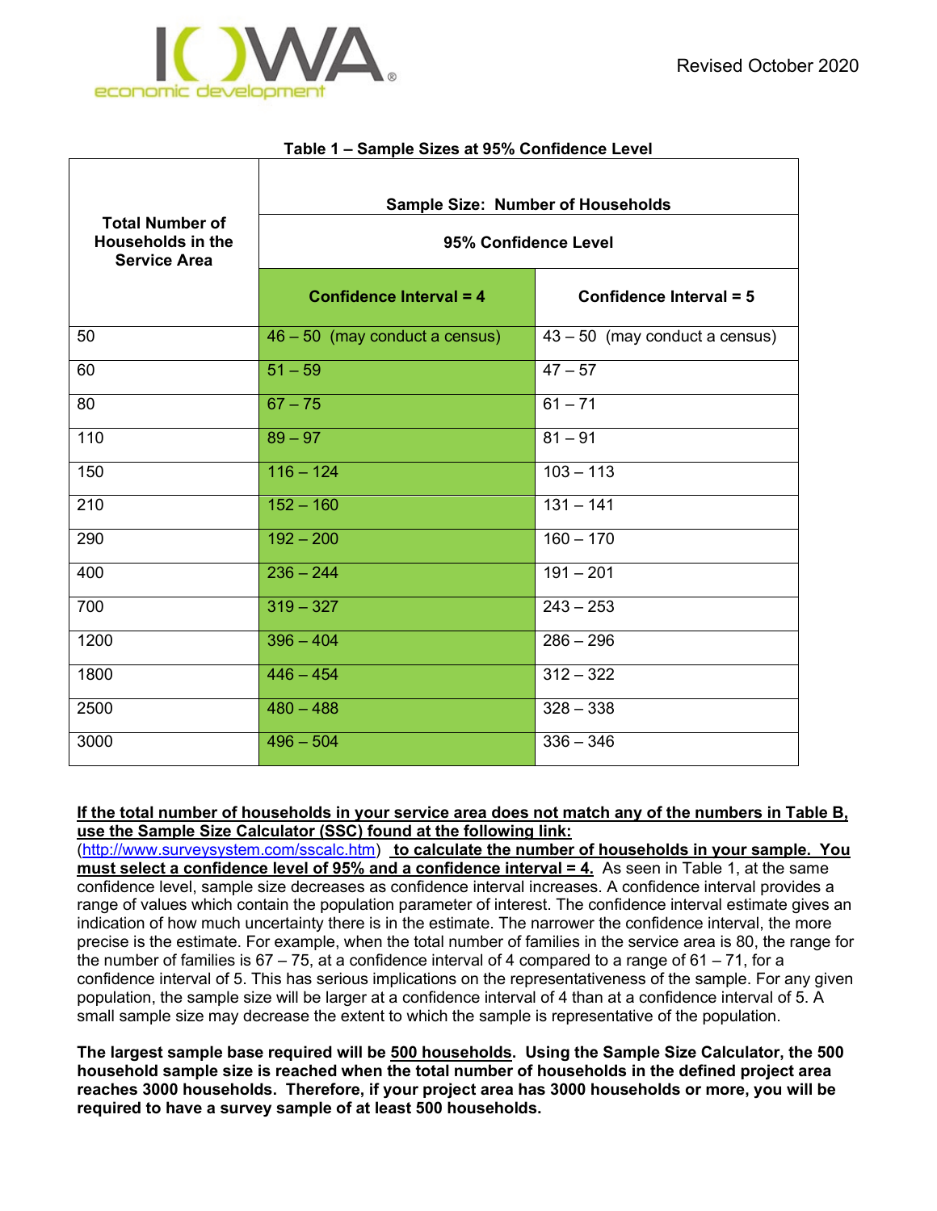**Table 1 – Sample Sizes at 95% Confidence Level**

| Total Number of Households in the Service Area | Sample Size: Number of Households 95% Confidence Level | |
|---|---|---|
| | Confidence Interval = 4 | Confidence Interval = 5 |
| 50 | 46 – 50 (may conduct a census) | 43 – 50 (may conduct a census) |
| 60 | 51 – 59 | 47 – 57 |
| 80 | 67 – 75 | 61 – 71 |
| 110 | 89 – 97 | 81 – 91 |
| 150 | 116 – 124 | 103 – 113 |
| 210 | 152 – 160 | 131 – 141 |
| 290 | 192 – 200 | 160 – 170 |
| 400 | 236 – 244 | 191 – 201 |
| 700 | 319 – 327 | 243 – 253 |
| 1200 | 396 – 404 | 286 – 296 |
| 1800 | 446 – 454 | 312 – 322 |
| 2500 | 480 – 488 | 328 – 338 |
| 3000 | 496 – 504 | 336 – 346 |

**If the total number of households in your service area does not match any of the numbers in Table B, use the Sample Size Calculator (SSC) found at the following link:** (http://www.surveysystem.com/sscalc.htm) **to calculate the number of households in your sample. You must select a confidence level of 95% and a confidence interval = 4.** As seen in Table 1, at the same confidence level, sample size decreases as confidence interval increases. A confidence interval provides a range of values which contain the population parameter of interest. The confidence interval estimate gives an indication of how much uncertainty there is in the estimate. The narrower the confidence interval, the more precise is the estimate. For example, when the total number of families in the service area is 80, the range for the number of families is 67 – 75, at a confidence interval of 4 compared to a range of 61 – 71, for a confidence interval of 5. This has serious implications on the representativeness of the sample. For any given population, the sample size will be larger at a confidence interval of 4 than at a confidence interval of 5. A small sample size may decrease the extent to which the sample is representative of the population.

**The largest sample base required will be 500 households. Using the Sample Size Calculator, the 500 household sample size is reached when the total number of households in the defined project area reaches 3000 households. Therefore, if your project area has 3000 households or more, you will be required to have a survey sample of at least 500 households.**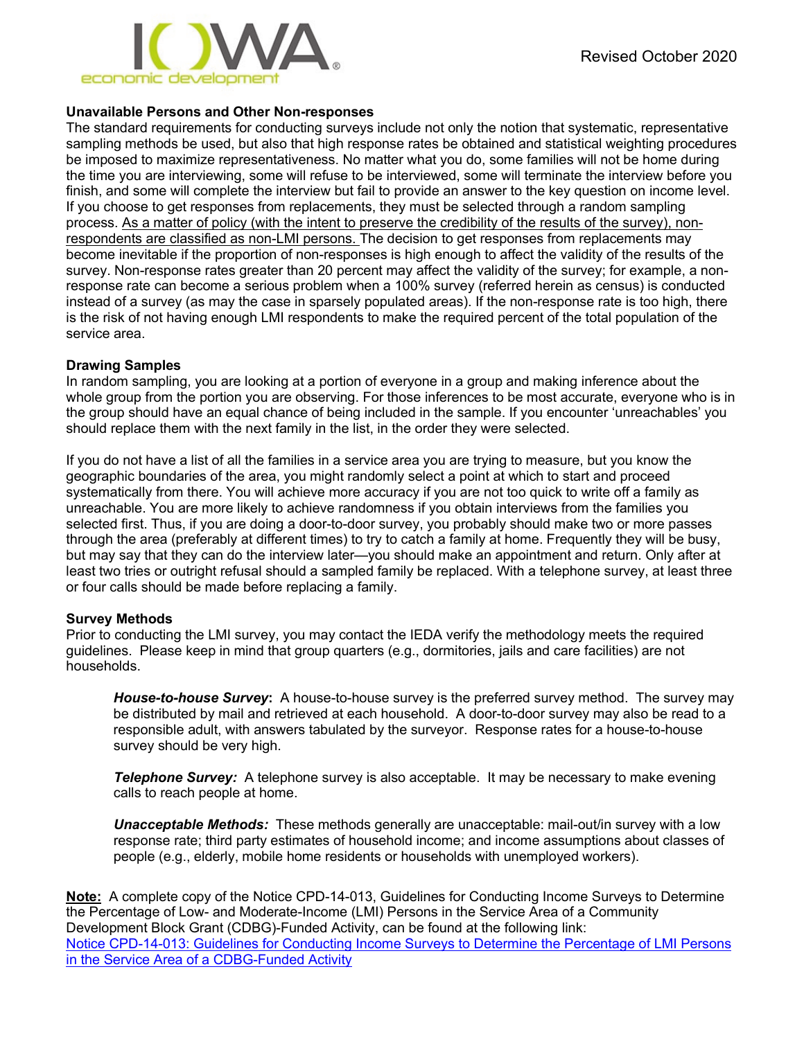## Unavailable Persons and Other Non-responses

The standard requirements for conducting surveys include not only the notion that systematic, representative sampling methods be used, but also that high response rates be obtained and statistical weighting procedures be imposed to maximize representativeness. No matter what you do, some families will not be home during the time you are interviewing, some will refuse to be interviewed, some will terminate the interview before you finish, and some will complete the interview but fail to provide an answer to the key question on income level. If you choose to get responses from replacements, they must be selected through a random sampling process. <u>As a matter of policy (with the intent to preserve the credibility of the results of the survey), non-respondents are classified as non-LMI persons.</u> The decision to get responses from replacements may become inevitable if the proportion of non-responses is high enough to affect the validity of the results of the survey. Non-response rates greater than 20 percent may affect the validity of the survey; for example, a non-response rate can become a serious problem when a 100% survey (referred herein as census) is conducted instead of a survey (as may the case in sparsely populated areas). If the non-response rate is too high, there is the risk of not having enough LMI respondents to make the required percent of the total population of the service area.

## Drawing Samples

In random sampling, you are looking at a portion of everyone in a group and making inference about the whole group from the portion you are observing. For those inferences to be most accurate, everyone who is in the group should have an equal chance of being included in the sample. If you encounter 'unreachables' you should replace them with the next family in the list, in the order they were selected.

If you do not have a list of all the families in a service area you are trying to measure, but you know the geographic boundaries of the area, you might randomly select a point at which to start and proceed systematically from there. You will achieve more accuracy if you are not too quick to write off a family as unreachable. You are more likely to achieve randomness if you obtain interviews from the families you selected first. Thus, if you are doing a door-to-door survey, you probably should make two or more passes through the area (preferably at different times) to try to catch a family at home. Frequently they will be busy, but may say that they can do the interview later—you should make an appointment and return. Only after at least two tries or outright refusal should a sampled family be replaced. With a telephone survey, at least three or four calls should be made before replacing a family.

## Survey Methods

Prior to conducting the LMI survey, you may contact the IEDA verify the methodology meets the required guidelines. Please keep in mind that group quarters (e.g., dormitories, jails and care facilities) are not households.

> ***House-to-house Survey*:** A house-to-house survey is the preferred survey method. The survey may be distributed by mail and retrieved at each household. A door-to-door survey may also be read to a responsible adult, with answers tabulated by the surveyor. Response rates for a house-to-house survey should be very high.
>
> ***Telephone Survey:*** A telephone survey is also acceptable. It may be necessary to make evening calls to reach people at home.
>
> ***Unacceptable Methods:*** These methods generally are unacceptable: mail-out/in survey with a low response rate; third party estimates of household income; and income assumptions about classes of people (e.g., elderly, mobile home residents or households with unemployed workers).

**<u>Note:</u>** A complete copy of the Notice CPD-14-013, Guidelines for Conducting Income Surveys to Determine the Percentage of Low- and Moderate-Income (LMI) Persons in the Service Area of a Community Development Block Grant (CDBG)-Funded Activity, can be found at the following link: [Notice CPD-14-013: Guidelines for Conducting Income Surveys to Determine the Percentage of LMI Persons in the Service Area of a CDBG-Funded Activity]()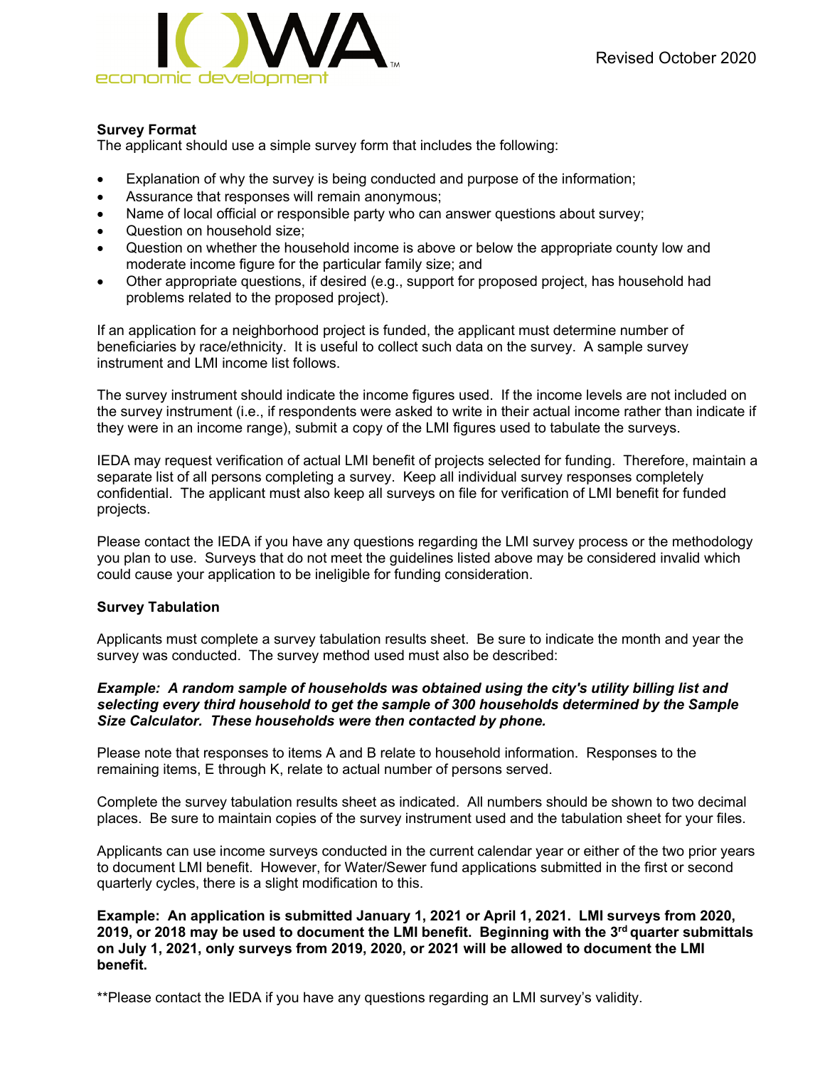**Survey Format**

The applicant should use a simple survey form that includes the following:

- Explanation of why the survey is being conducted and purpose of the information;
- Assurance that responses will remain anonymous;
- Name of local official or responsible party who can answer questions about survey;
- Question on household size;
- Question on whether the household income is above or below the appropriate county low and moderate income figure for the particular family size; and
- Other appropriate questions, if desired (e.g., support for proposed project, has household had problems related to the proposed project).

If an application for a neighborhood project is funded, the applicant must determine number of beneficiaries by race/ethnicity. It is useful to collect such data on the survey. A sample survey instrument and LMI income list follows.

The survey instrument should indicate the income figures used. If the income levels are not included on the survey instrument (i.e., if respondents were asked to write in their actual income rather than indicate if they were in an income range), submit a copy of the LMI figures used to tabulate the surveys.

IEDA may request verification of actual LMI benefit of projects selected for funding. Therefore, maintain a separate list of all persons completing a survey. Keep all individual survey responses completely confidential. The applicant must also keep all surveys on file for verification of LMI benefit for funded projects.

Please contact the IEDA if you have any questions regarding the LMI survey process or the methodology you plan to use. Surveys that do not meet the guidelines listed above may be considered invalid which could cause your application to be ineligible for funding consideration.

**Survey Tabulation**

Applicants must complete a survey tabulation results sheet. Be sure to indicate the month and year the survey was conducted. The survey method used must also be described:

***Example: A random sample of households was obtained using the city's utility billing list and selecting every third household to get the sample of 300 households determined by the Sample Size Calculator. These households were then contacted by phone.***

Please note that responses to items A and B relate to household information. Responses to the remaining items, E through K, relate to actual number of persons served.

Complete the survey tabulation results sheet as indicated. All numbers should be shown to two decimal places. Be sure to maintain copies of the survey instrument used and the tabulation sheet for your files.

Applicants can use income surveys conducted in the current calendar year or either of the two prior years to document LMI benefit. However, for Water/Sewer fund applications submitted in the first or second quarterly cycles, there is a slight modification to this.

**Example: An application is submitted January 1, 2021 or April 1, 2021. LMI surveys from 2020, 2019, or 2018 may be used to document the LMI benefit. Beginning with the 3rd quarter submittals on July 1, 2021, only surveys from 2019, 2020, or 2021 will be allowed to document the LMI benefit.**

**Please contact the IEDA if you have any questions regarding an LMI survey's validity.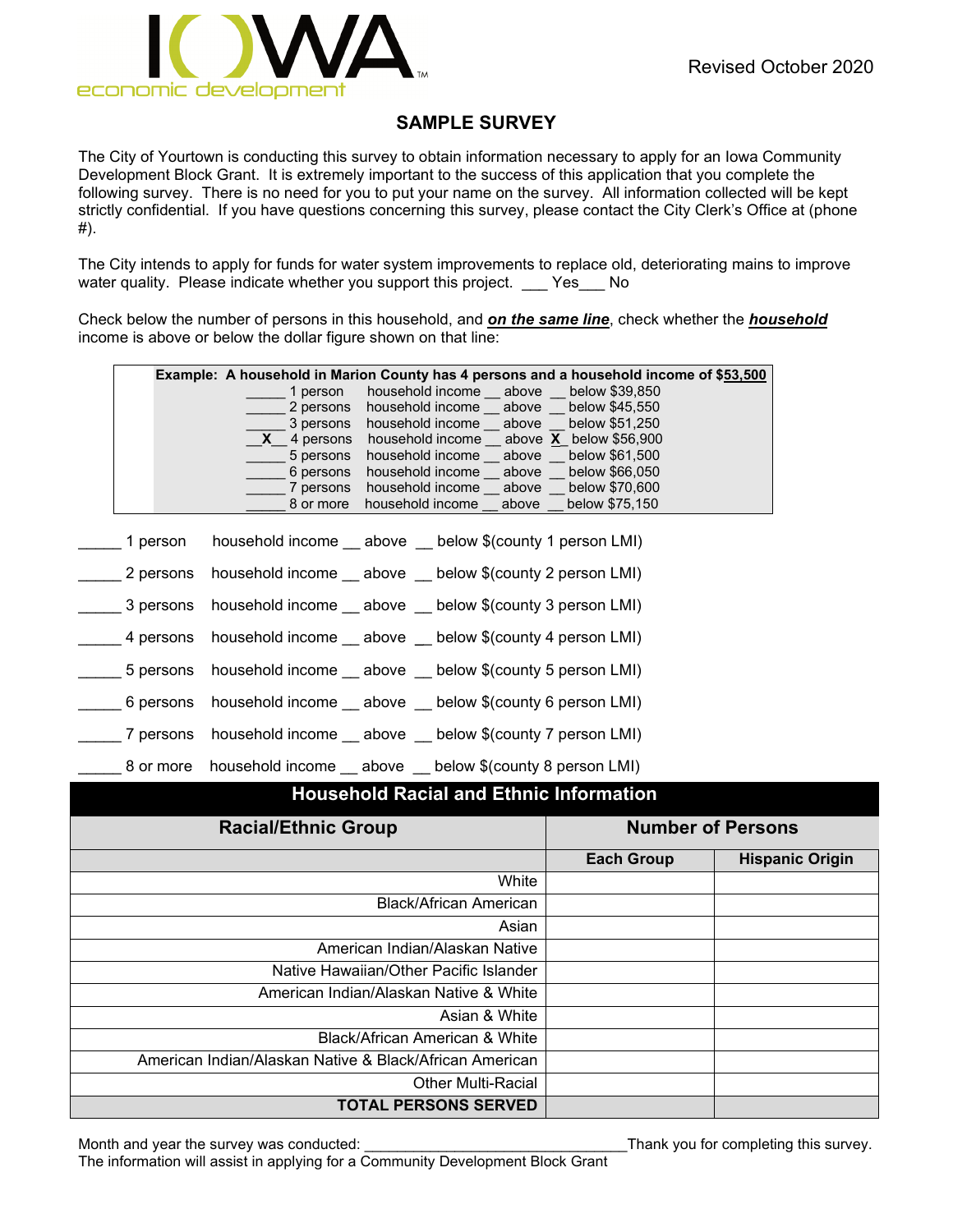IOWA economic development

Revised October 2020

## SAMPLE SURVEY

The City of Yourtown is conducting this survey to obtain information necessary to apply for an Iowa Community Development Block Grant. It is extremely important to the success of this application that you complete the following survey. There is no need for you to put your name on the survey. All information collected will be kept strictly confidential. If you have questions concerning this survey, please contact the City Clerk's Office at (phone #).

The City intends to apply for funds for water system improvements to replace old, deteriorating mains to improve water quality. Please indicate whether you support this project. ___ Yes___ No

Check below the number of persons in this household, and ***on the same line***, check whether the ***household*** income is above or below the dollar figure shown on that line:

**Example: A household in Marion County has 4 persons and a household income of $53,500**

_____ 1 person household income __ above __ below $39,850
_____ 2 persons household income __ above __ below $45,550
_____ 3 persons household income __ above __ below $51,250
__X__ 4 persons household income __ above _X_ below $56,900
_____ 5 persons household income __ above __ below $61,500
_____ 6 persons household income __ above __ below $66,050
_____ 7 persons household income __ above __ below $70,600
_____ 8 or more household income __ above __ below $75,150

_____ 1 person household income __ above __ below $(county 1 person LMI)

_____ 2 persons household income __ above __ below $(county 2 person LMI)

_____ 3 persons household income __ above __ below $(county 3 person LMI)

_____ 4 persons household income __ above __ below $(county 4 person LMI)

_____ 5 persons household income __ above __ below $(county 5 person LMI)

_____ 6 persons household income __ above __ below $(county 6 person LMI)

_____ 7 persons household income __ above __ below $(county 7 person LMI)

_____ 8 or more household income __ above __ below $(county 8 person LMI)

**Household Racial and Ethnic Information**

| Racial/Ethnic Group | Number of Persons | |
|---|---|---|
| | Each Group | Hispanic Origin |
| White | | |
| Black/African American | | |
| Asian | | |
| American Indian/Alaskan Native | | |
| Native Hawaiian/Other Pacific Islander | | |
| American Indian/Alaskan Native & White | | |
| Asian & White | | |
| Black/African American & White | | |
| American Indian/Alaskan Native & Black/African American | | |
| Other Multi-Racial | | |
| **TOTAL PERSONS SERVED** | | |

Month and year the survey was conducted: _______________________________ Thank you for completing this survey. The information will assist in applying for a Community Development Block Grant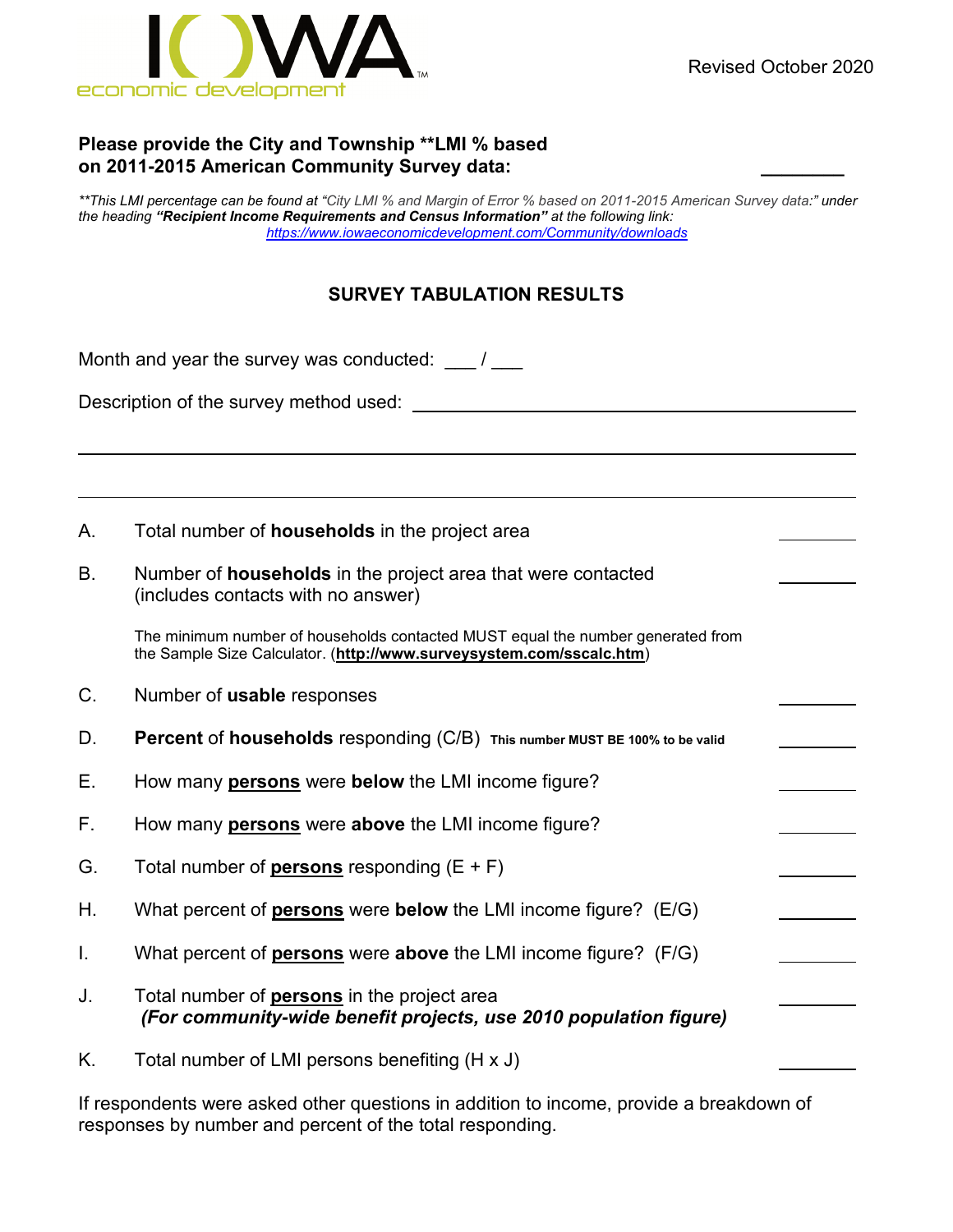Revised October 2020

**Please provide the City and Township **LMI % based on 2011-2015 American Community Survey data:** ________

*\*\*This LMI percentage can be found at "City LMI % and Margin of Error % based on 2011-2015 American Survey data:" under the heading **"Recipient Income Requirements and Census Information"** at the following link:* [https://www.iowaeconomicdevelopment.com/Community/downloads](https://www.iowaeconomicdevelopment.com/Community/downloads)

## SURVEY TABULATION RESULTS

Month and year the survey was conducted: ___ / ___

Description of the survey method used: ______________________________________________

______________________________________________________________________________

______________________________________________________________________________

A. Total number of **households** in the project area ________

B. Number of **households** in the project area that were contacted (includes contacts with no answer) ________

The minimum number of households contacted MUST equal the number generated from the Sample Size Calculator. (**http://www.surveysystem.com/sscalc.htm**)

C. Number of **usable** responses ________

D. **Percent** of **households** responding (C/B) **This number MUST BE 100% to be valid** ________

E. How many **persons** were **below** the LMI income figure? ________

F. How many **persons** were **above** the LMI income figure? ________

G. Total number of **persons** responding (E + F) ________

H. What percent of **persons** were **below** the LMI income figure? (E/G) ________

I. What percent of **persons** were **above** the LMI income figure? (F/G) ________

J. Total number of **persons** in the project area ***(For community-wide benefit projects, use 2010 population figure)*** ________

K. Total number of LMI persons benefiting (H x J) ________

If respondents were asked other questions in addition to income, provide a breakdown of responses by number and percent of the total responding.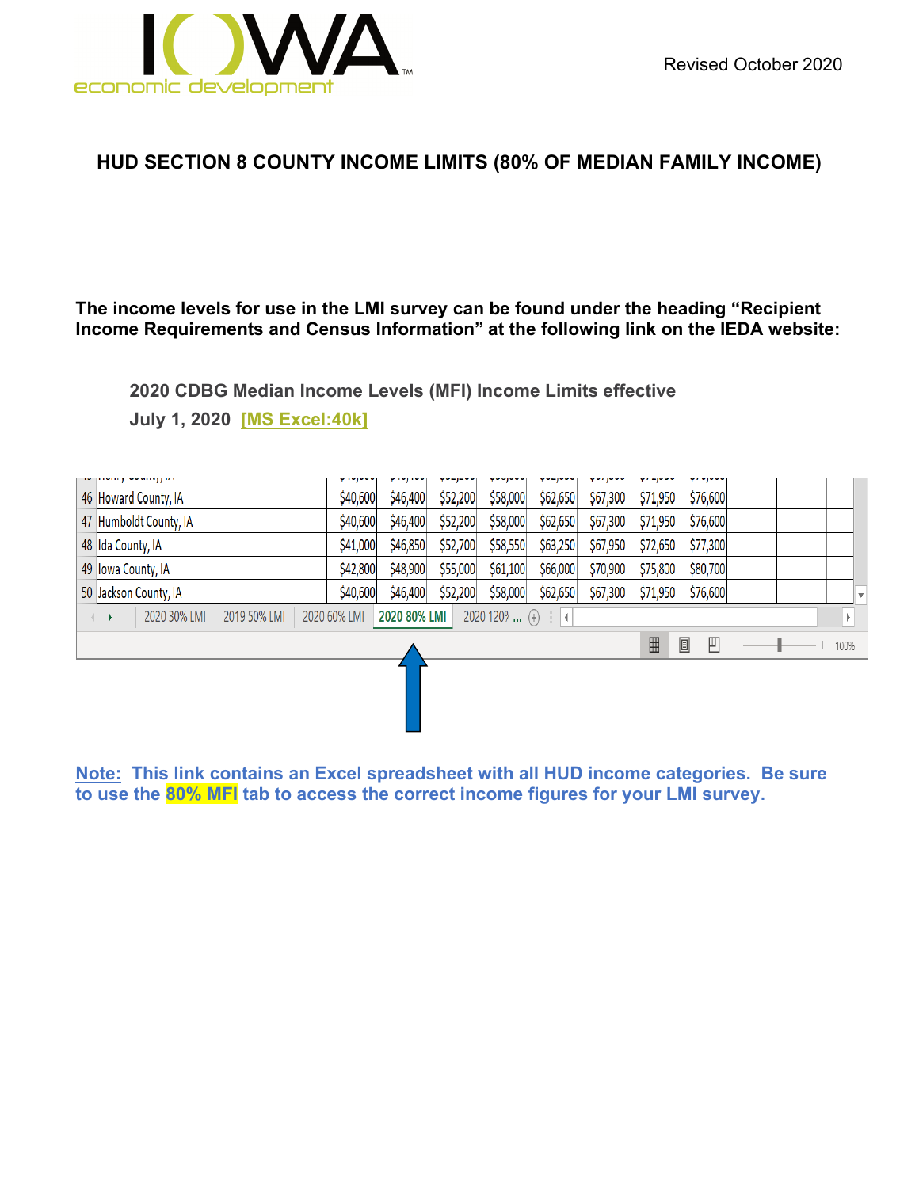Revised October 2020

# HUD SECTION 8 COUNTY INCOME LIMITS (80% OF MEDIAN FAMILY INCOME)

**The income levels for use in the LMI survey can be found under the heading "Recipient Income Requirements and Census Information" at the following link on the IEDA website:**

**2020 CDBG Median Income Levels (MFI) Income Limits effective July 1, 2020 [MS Excel:40k]**

| | | | | | | | | | |
|---|---|---|---|---|---|---|---|---|---|
| 46 | Howard County, IA | $40,600 | $46,400 | $52,200 | $58,000 | $62,650 | $67,300 | $71,950 | $76,600 |
| 47 | Humboldt County, IA | $40,600 | $46,400 | $52,200 | $58,000 | $62,650 | $67,300 | $71,950 | $76,600 |
| 48 | Ida County, IA | $41,000 | $46,850 | $52,700 | $58,550 | $63,250 | $67,950 | $72,650 | $77,300 |
| 49 | Iowa County, IA | $42,800 | $48,900 | $55,000 | $61,100 | $66,000 | $70,900 | $75,800 | $80,700 |
| 50 | Jackson County, IA | $40,600 | $46,400 | $52,200 | $58,000 | $62,650 | $67,300 | $71,950 | $76,600 |

2020 30% LMI | 2019 50% LMI | 2020 60% LMI | **2020 80% LMI** | 2020 120% ...

**Note: This link contains an Excel spreadsheet with all HUD income categories. Be sure to use the 80% MFI tab to access the correct income figures for your LMI survey.**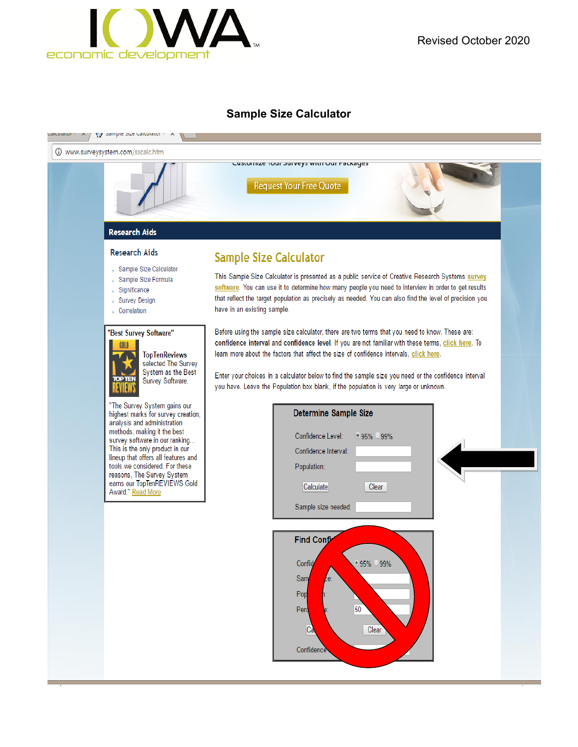Revised October 2020

# Sample Size Calculator

www.surveysystem.com/sscalc.htm

Customize Your Surveys with Our Packages

Request Your Free Quote

Research Aids

Research Aids

- Sample Size Calculator
- Sample Size Formula
- Significance
- Survey Design
- Correlation

"Best Survey Software"

TopTenReviews selected The Survey System as the Best Survey Software.

"The Survey System gains our highest marks for survey creation, analysis and administration methods, making it the best survey software in our ranking... This is the only product in our lineup that offers all features and tools we considered. For these reasons, The Survey System earns our TopTenREVIEWS Gold Award." Read More

## Sample Size Calculator

This Sample Size Calculator is presented as a public service of Creative Research Systems survey software. You can use it to determine how many people you need to interview in order to get results that reflect the target population as precisely as needed. You can also find the level of precision you have in an existing sample.

Before using the sample size calculator, there are two terms that you need to know. These are: **confidence interval** and **confidence level**. If you are not familiar with these terms, click here. To learn more about the factors that affect the size of confidence intervals, click here.

Enter your choices in a calculator below to find the sample size you need or the confidence interval you have. Leave the Population box blank, if the population is very large or unknown.

**Determine Sample Size**

Confidence Level: 95% 99%

Confidence Interval:

Population:

Calculate Clear

Sample size needed:

**Find Confi**

Confid 95% 99%

Sam ze:

Pop n:

Perc e: 50

Ca Clear

Confidence